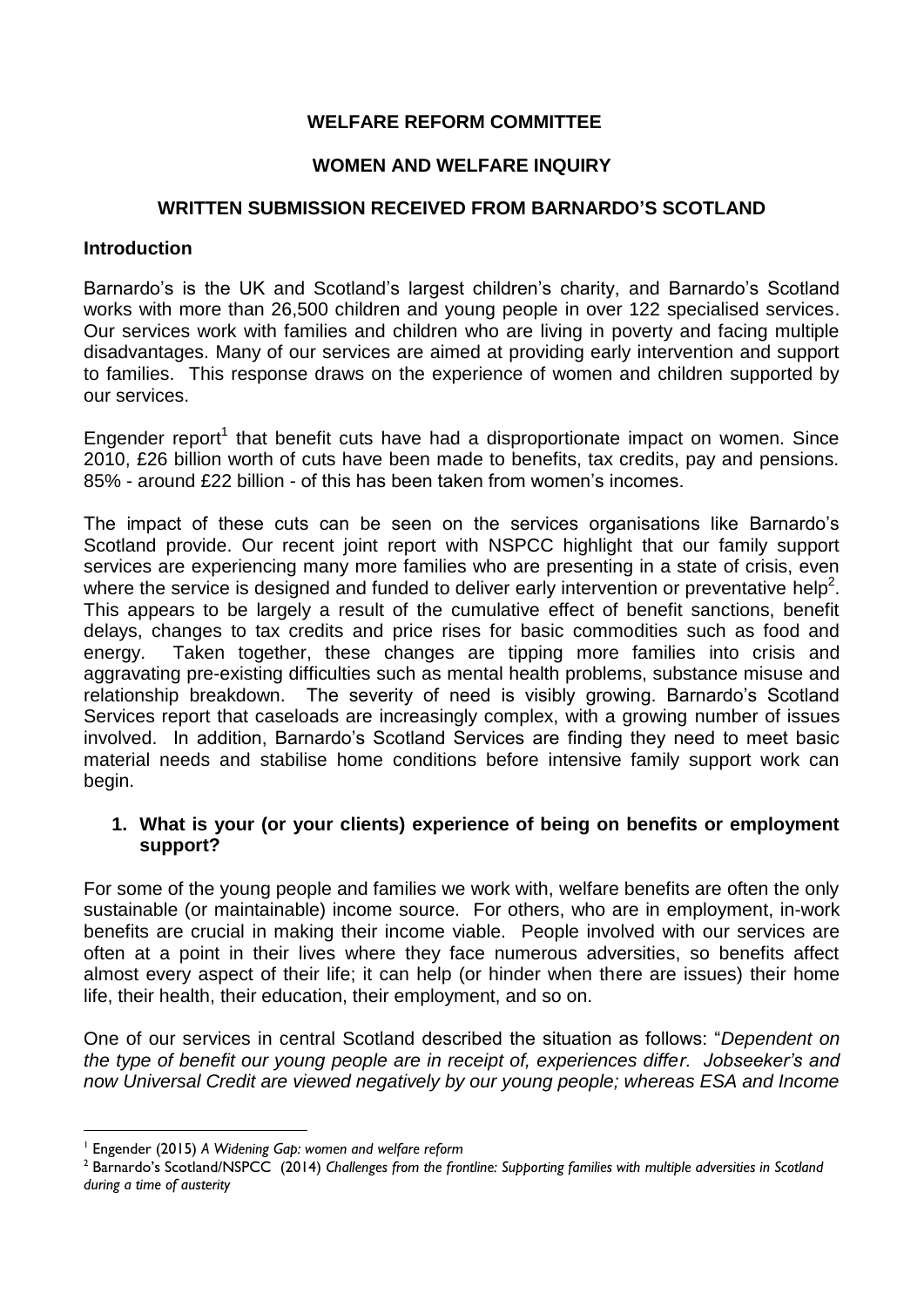**WELFARE REFORM COMMITTEE**

**WOMEN AND WELFARE INQUIRY**

**WRITTEN SUBMISSION RECEIVED FROM BARNARDO'S SCOTLAND**

**Introduction**

Barnardo's is the UK and Scotland's largest children's charity, and Barnardo's Scotland works with more than 26,500 children and young people in over 122 specialised services. Our services work with families and children who are living in poverty and facing multiple disadvantages. Many of our services are aimed at providing early intervention and support to families. This response draws on the experience of women and children supported by our services.

Engender report[1] that benefit cuts have had a disproportionate impact on women. Since 2010, £26 billion worth of cuts have been made to benefits, tax credits, pay and pensions. 85% - around £22 billion - of this has been taken from women's incomes.

The impact of these cuts can be seen on the services organisations like Barnardo's Scotland provide. Our recent joint report with NSPCC highlight that our family support services are experiencing many more families who are presenting in a state of crisis, even where the service is designed and funded to deliver early intervention or preventative help[2]. This appears to be largely a result of the cumulative effect of benefit sanctions, benefit delays, changes to tax credits and price rises for basic commodities such as food and energy. Taken together, these changes are tipping more families into crisis and aggravating pre-existing difficulties such as mental health problems, substance misuse and relationship breakdown. The severity of need is visibly growing. Barnardo's Scotland Services report that caseloads are increasingly complex, with a growing number of issues involved. In addition, Barnardo's Scotland Services are finding they need to meet basic material needs and stabilise home conditions before intensive family support work can begin.

1. **What is your (or your clients) experience of being on benefits or employment support?**

For some of the young people and families we work with, welfare benefits are often the only sustainable (or maintainable) income source. For others, who are in employment, in-work benefits are crucial in making their income viable. People involved with our services are often at a point in their lives where they face numerous adversities, so benefits affect almost every aspect of their life; it can help (or hinder when there are issues) their home life, their health, their education, their employment, and so on.

One of our services in central Scotland described the situation as follows: "*Dependent on the type of benefit our young people are in receipt of, experiences differ. Jobseeker's and now Universal Credit are viewed negatively by our young people; whereas ESA and Income*

---

[1] Engender (2015) *A Widening Gap: women and welfare reform*

[2] Barnardo's Scotland/NSPCC (2014) *Challenges from the frontline: Supporting families with multiple adversities in Scotland during a time of austerity*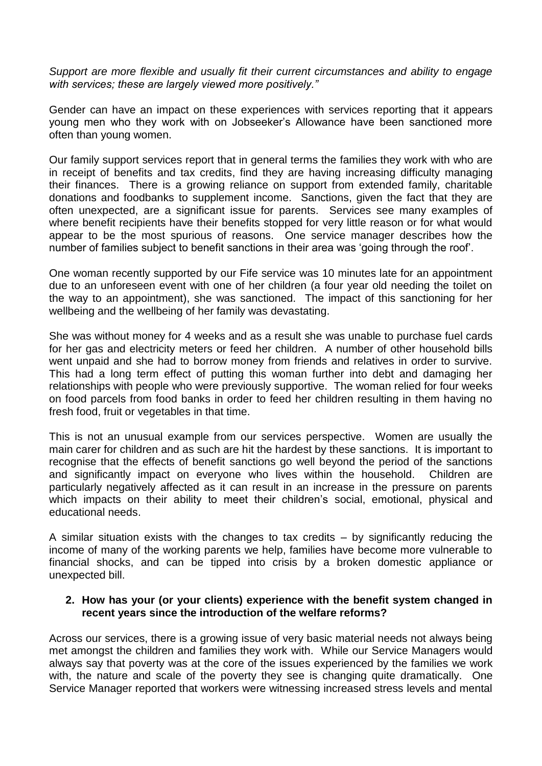*Support are more flexible and usually fit their current circumstances and ability to engage with services; these are largely viewed more positively."*

Gender can have an impact on these experiences with services reporting that it appears young men who they work with on Jobseeker's Allowance have been sanctioned more often than young women.

Our family support services report that in general terms the families they work with who are in receipt of benefits and tax credits, find they are having increasing difficulty managing their finances. There is a growing reliance on support from extended family, charitable donations and foodbanks to supplement income. Sanctions, given the fact that they are often unexpected, are a significant issue for parents. Services see many examples of where benefit recipients have their benefits stopped for very little reason or for what would appear to be the most spurious of reasons. One service manager describes how the number of families subject to benefit sanctions in their area was 'going through the roof'.

One woman recently supported by our Fife service was 10 minutes late for an appointment due to an unforeseen event with one of her children (a four year old needing the toilet on the way to an appointment), she was sanctioned. The impact of this sanctioning for her wellbeing and the wellbeing of her family was devastating.

She was without money for 4 weeks and as a result she was unable to purchase fuel cards for her gas and electricity meters or feed her children. A number of other household bills went unpaid and she had to borrow money from friends and relatives in order to survive. This had a long term effect of putting this woman further into debt and damaging her relationships with people who were previously supportive. The woman relied for four weeks on food parcels from food banks in order to feed her children resulting in them having no fresh food, fruit or vegetables in that time.

This is not an unusual example from our services perspective. Women are usually the main carer for children and as such are hit the hardest by these sanctions. It is important to recognise that the effects of benefit sanctions go well beyond the period of the sanctions and significantly impact on everyone who lives within the household. Children are particularly negatively affected as it can result in an increase in the pressure on parents which impacts on their ability to meet their children's social, emotional, physical and educational needs.

A similar situation exists with the changes to tax credits – by significantly reducing the income of many of the working parents we help, families have become more vulnerable to financial shocks, and can be tipped into crisis by a broken domestic appliance or unexpected bill.

2. **How has your (or your clients) experience with the benefit system changed in recent years since the introduction of the welfare reforms?**

Across our services, there is a growing issue of very basic material needs not always being met amongst the children and families they work with. While our Service Managers would always say that poverty was at the core of the issues experienced by the families we work with, the nature and scale of the poverty they see is changing quite dramatically. One Service Manager reported that workers were witnessing increased stress levels and mental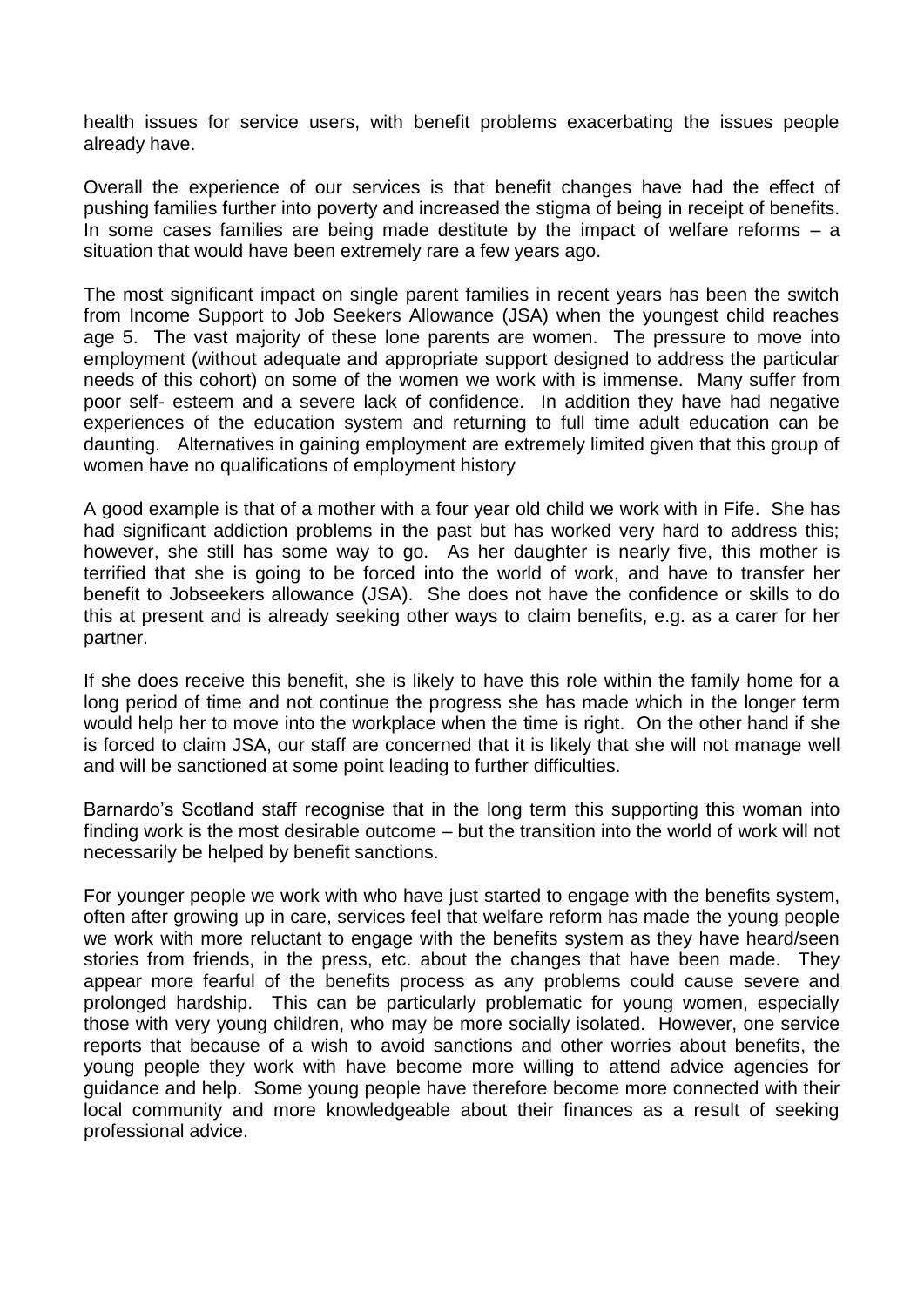health issues for service users, with benefit problems exacerbating the issues people already have.

Overall the experience of our services is that benefit changes have had the effect of pushing families further into poverty and increased the stigma of being in receipt of benefits. In some cases families are being made destitute by the impact of welfare reforms – a situation that would have been extremely rare a few years ago.

The most significant impact on single parent families in recent years has been the switch from Income Support to Job Seekers Allowance (JSA) when the youngest child reaches age 5. The vast majority of these lone parents are women. The pressure to move into employment (without adequate and appropriate support designed to address the particular needs of this cohort) on some of the women we work with is immense. Many suffer from poor self- esteem and a severe lack of confidence. In addition they have had negative experiences of the education system and returning to full time adult education can be daunting. Alternatives in gaining employment are extremely limited given that this group of women have no qualifications of employment history

A good example is that of a mother with a four year old child we work with in Fife. She has had significant addiction problems in the past but has worked very hard to address this; however, she still has some way to go. As her daughter is nearly five, this mother is terrified that she is going to be forced into the world of work, and have to transfer her benefit to Jobseekers allowance (JSA). She does not have the confidence or skills to do this at present and is already seeking other ways to claim benefits, e.g. as a carer for her partner.

If she does receive this benefit, she is likely to have this role within the family home for a long period of time and not continue the progress she has made which in the longer term would help her to move into the workplace when the time is right. On the other hand if she is forced to claim JSA, our staff are concerned that it is likely that she will not manage well and will be sanctioned at some point leading to further difficulties.

Barnardo's Scotland staff recognise that in the long term this supporting this woman into finding work is the most desirable outcome – but the transition into the world of work will not necessarily be helped by benefit sanctions.

For younger people we work with who have just started to engage with the benefits system, often after growing up in care, services feel that welfare reform has made the young people we work with more reluctant to engage with the benefits system as they have heard/seen stories from friends, in the press, etc. about the changes that have been made. They appear more fearful of the benefits process as any problems could cause severe and prolonged hardship. This can be particularly problematic for young women, especially those with very young children, who may be more socially isolated. However, one service reports that because of a wish to avoid sanctions and other worries about benefits, the young people they work with have become more willing to attend advice agencies for guidance and help. Some young people have therefore become more connected with their local community and more knowledgeable about their finances as a result of seeking professional advice.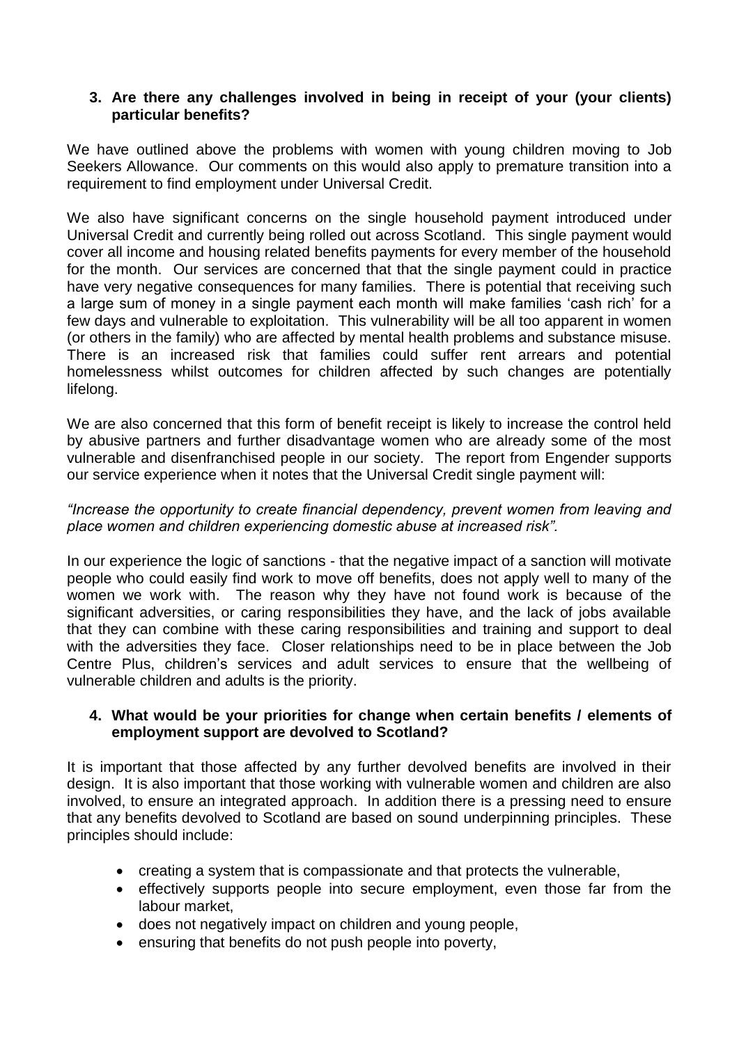**3. Are there any challenges involved in being in receipt of your (your clients) particular benefits?**

We have outlined above the problems with women with young children moving to Job Seekers Allowance. Our comments on this would also apply to premature transition into a requirement to find employment under Universal Credit.

We also have significant concerns on the single household payment introduced under Universal Credit and currently being rolled out across Scotland. This single payment would cover all income and housing related benefits payments for every member of the household for the month. Our services are concerned that that the single payment could in practice have very negative consequences for many families. There is potential that receiving such a large sum of money in a single payment each month will make families 'cash rich' for a few days and vulnerable to exploitation. This vulnerability will be all too apparent in women (or others in the family) who are affected by mental health problems and substance misuse. There is an increased risk that families could suffer rent arrears and potential homelessness whilst outcomes for children affected by such changes are potentially lifelong.

We are also concerned that this form of benefit receipt is likely to increase the control held by abusive partners and further disadvantage women who are already some of the most vulnerable and disenfranchised people in our society. The report from Engender supports our service experience when it notes that the Universal Credit single payment will:

*"Increase the opportunity to create financial dependency, prevent women from leaving and place women and children experiencing domestic abuse at increased risk".*

In our experience the logic of sanctions - that the negative impact of a sanction will motivate people who could easily find work to move off benefits, does not apply well to many of the women we work with. The reason why they have not found work is because of the significant adversities, or caring responsibilities they have, and the lack of jobs available that they can combine with these caring responsibilities and training and support to deal with the adversities they face. Closer relationships need to be in place between the Job Centre Plus, children's services and adult services to ensure that the wellbeing of vulnerable children and adults is the priority.

**4. What would be your priorities for change when certain benefits / elements of employment support are devolved to Scotland?**

It is important that those affected by any further devolved benefits are involved in their design. It is also important that those working with vulnerable women and children are also involved, to ensure an integrated approach. In addition there is a pressing need to ensure that any benefits devolved to Scotland are based on sound underpinning principles. These principles should include:

- creating a system that is compassionate and that protects the vulnerable,
- effectively supports people into secure employment, even those far from the labour market,
- does not negatively impact on children and young people,
- ensuring that benefits do not push people into poverty,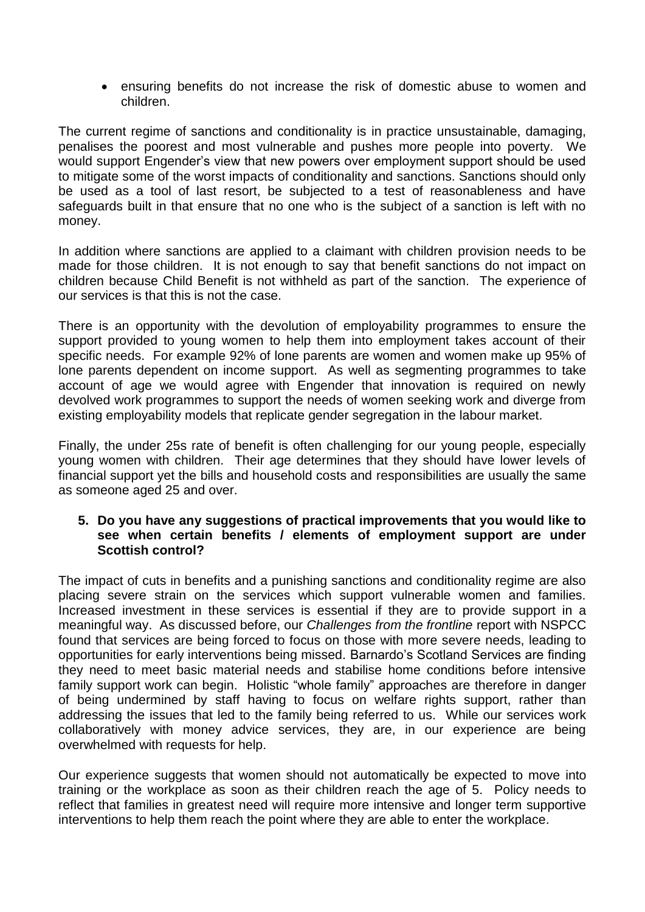- ensuring benefits do not increase the risk of domestic abuse to women and children.

The current regime of sanctions and conditionality is in practice unsustainable, damaging, penalises the poorest and most vulnerable and pushes more people into poverty. We would support Engender's view that new powers over employment support should be used to mitigate some of the worst impacts of conditionality and sanctions. Sanctions should only be used as a tool of last resort, be subjected to a test of reasonableness and have safeguards built in that ensure that no one who is the subject of a sanction is left with no money.

In addition where sanctions are applied to a claimant with children provision needs to be made for those children. It is not enough to say that benefit sanctions do not impact on children because Child Benefit is not withheld as part of the sanction. The experience of our services is that this is not the case.

There is an opportunity with the devolution of employability programmes to ensure the support provided to young women to help them into employment takes account of their specific needs. For example 92% of lone parents are women and women make up 95% of lone parents dependent on income support. As well as segmenting programmes to take account of age we would agree with Engender that innovation is required on newly devolved work programmes to support the needs of women seeking work and diverge from existing employability models that replicate gender segregation in the labour market.

Finally, the under 25s rate of benefit is often challenging for our young people, especially young women with children. Their age determines that they should have lower levels of financial support yet the bills and household costs and responsibilities are usually the same as someone aged 25 and over.

5. **Do you have any suggestions of practical improvements that you would like to see when certain benefits / elements of employment support are under Scottish control?**

The impact of cuts in benefits and a punishing sanctions and conditionality regime are also placing severe strain on the services which support vulnerable women and families. Increased investment in these services is essential if they are to provide support in a meaningful way. As discussed before, our *Challenges from the frontline* report with NSPCC found that services are being forced to focus on those with more severe needs, leading to opportunities for early interventions being missed. Barnardo's Scotland Services are finding they need to meet basic material needs and stabilise home conditions before intensive family support work can begin. Holistic "whole family" approaches are therefore in danger of being undermined by staff having to focus on welfare rights support, rather than addressing the issues that led to the family being referred to us. While our services work collaboratively with money advice services, they are, in our experience are being overwhelmed with requests for help.

Our experience suggests that women should not automatically be expected to move into training or the workplace as soon as their children reach the age of 5. Policy needs to reflect that families in greatest need will require more intensive and longer term supportive interventions to help them reach the point where they are able to enter the workplace.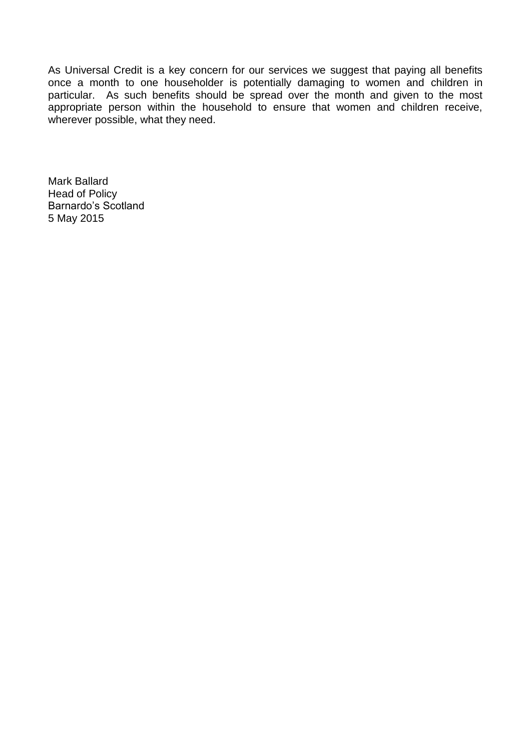As Universal Credit is a key concern for our services we suggest that paying all benefits once a month to one householder is potentially damaging to women and children in particular. As such benefits should be spread over the month and given to the most appropriate person within the household to ensure that women and children receive, wherever possible, what they need.

Mark Ballard
Head of Policy
Barnardo's Scotland
5 May 2015